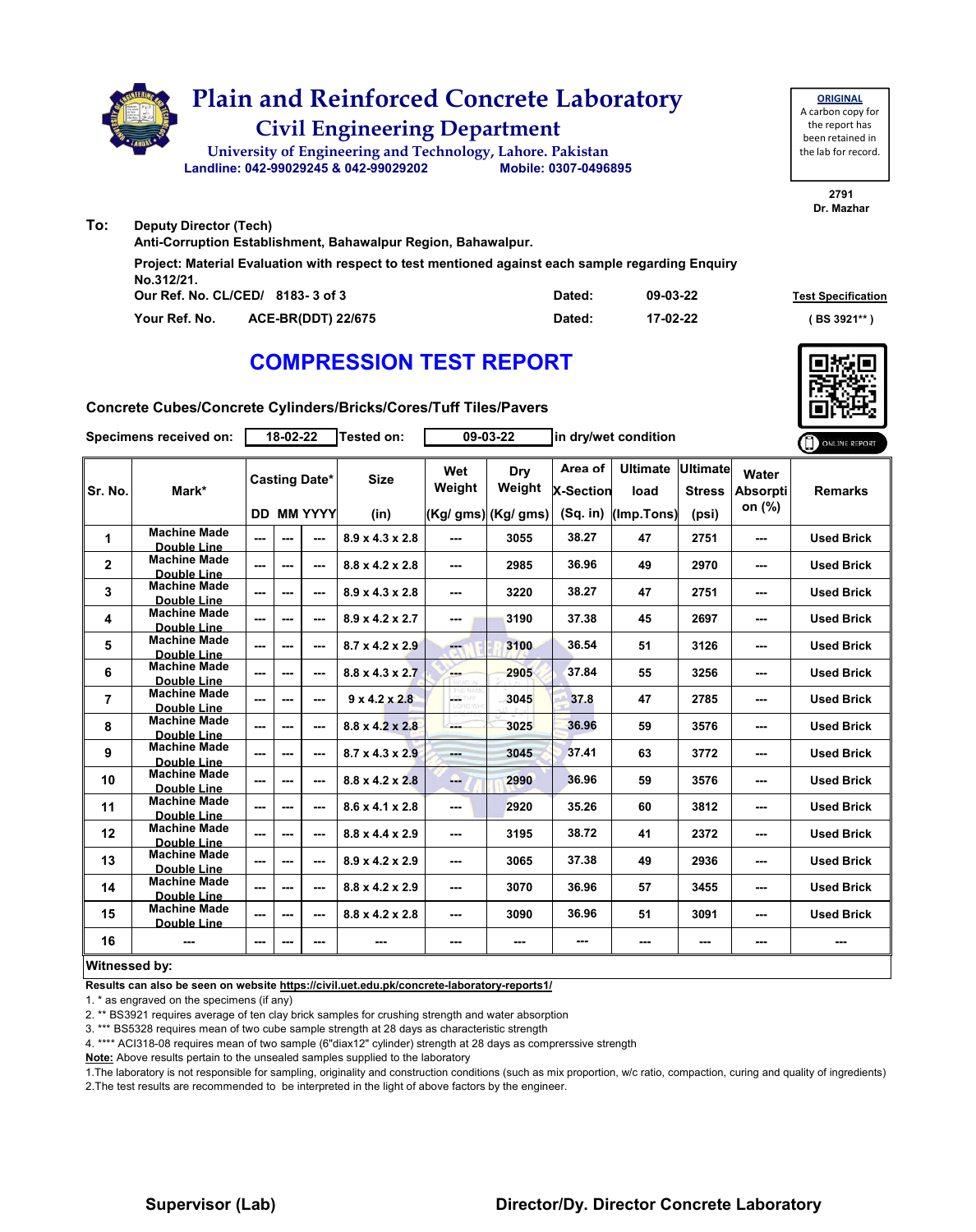# Plain and Reinforced Concrete Laboratory

## Civil Engineering Department

University of Engineering and Technology, Lahore. Pakistan

Landline: 042-99029245 & 042-99029202 Mobile: 0307-0496895

**ORIGINAL**
A carbon copy for the report has been retained in the lab for record.

**2791**
**Dr. Mazhar**

**To:** Deputy Director (Tech)
Anti-Corruption Establishment, Bahawalpur Region, Bahawalpur.

Project: Material Evaluation with respect to test mentioned against each sample regarding Enquiry No.312/21.

| | | | | |
|---|---|---|---|---|
| Our Ref. No. CL/CED/ | 8183- 3 of 3 | Dated: | 09-03-22 | **Test Specification** |
| Your Ref. No. | ACE-BR(DDT) 22/675 | Dated: | 17-02-22 | ( BS 3921** ) |

# COMPRESSION TEST REPORT

**Concrete Cubes/Concrete Cylinders/Bricks/Cores/Tuff Tiles/Pavers**

Specimens received on: 18-02-22 Tested on: 09-03-22 in dry/wet condition

| Sr. No. | Mark* | Casting Date* | | | Size | Wet Weight | Dry Weight | Area of X-Section | Ultimate load | Ultimate Stress | Water Absorption (%) | Remarks |
|---|---|---|---|---|---|---|---|---|---|---|---|---|
| | | DD | MM | YYYY | (in) | (Kg/ gms) | (Kg/ gms) | (Sq. in) | (Imp.Tons) | (psi) | | |
| 1 | Machine Made Double Line | --- | --- | --- | 8.9 x 4.3 x 2.8 | --- | 3055 | 38.27 | 47 | 2751 | --- | Used Brick |
| 2 | Machine Made Double Line | --- | --- | --- | 8.8 x 4.2 x 2.8 | --- | 2985 | 36.96 | 49 | 2970 | --- | Used Brick |
| 3 | Machine Made Double Line | --- | --- | --- | 8.9 x 4.3 x 2.8 | --- | 3220 | 38.27 | 47 | 2751 | --- | Used Brick |
| 4 | Machine Made Double Line | --- | --- | --- | 8.9 x 4.2 x 2.7 | --- | 3190 | 37.38 | 45 | 2697 | --- | Used Brick |
| 5 | Machine Made Double Line | --- | --- | --- | 8.7 x 4.2 x 2.9 | --- | 3100 | 36.54 | 51 | 3126 | --- | Used Brick |
| 6 | Machine Made Double Line | --- | --- | --- | 8.8 x 4.3 x 2.7 | --- | 2905 | 37.84 | 55 | 3256 | --- | Used Brick |
| 7 | Machine Made Double Line | --- | --- | --- | 9 x 4.2 x 2.8 | --- | 3045 | 37.8 | 47 | 2785 | --- | Used Brick |
| 8 | Machine Made Double Line | --- | --- | --- | 8.8 x 4.2 x 2.8 | --- | 3025 | 36.96 | 59 | 3576 | --- | Used Brick |
| 9 | Machine Made Double Line | --- | --- | --- | 8.7 x 4.3 x 2.9 | --- | 3045 | 37.41 | 63 | 3772 | --- | Used Brick |
| 10 | Machine Made Double Line | --- | --- | --- | 8.8 x 4.2 x 2.8 | --- | 2990 | 36.96 | 59 | 3576 | --- | Used Brick |
| 11 | Machine Made Double Line | --- | --- | --- | 8.6 x 4.1 x 2.8 | --- | 2920 | 35.26 | 60 | 3812 | --- | Used Brick |
| 12 | Machine Made Double Line | --- | --- | --- | 8.8 x 4.4 x 2.9 | --- | 3195 | 38.72 | 41 | 2372 | --- | Used Brick |
| 13 | Machine Made Double Line | --- | --- | --- | 8.9 x 4.2 x 2.9 | --- | 3065 | 37.38 | 49 | 2936 | --- | Used Brick |
| 14 | Machine Made Double Line | --- | --- | --- | 8.8 x 4.2 x 2.9 | --- | 3070 | 36.96 | 57 | 3455 | --- | Used Brick |
| 15 | Machine Made Double Line | --- | --- | --- | 8.8 x 4.2 x 2.8 | --- | 3090 | 36.96 | 51 | 3091 | --- | Used Brick |
| 16 | --- | --- | --- | --- | --- | --- | --- | --- | --- | --- | --- | --- |

**Witnessed by:**

**Results can also be seen on website https://civil.uet.edu.pk/concrete-laboratory-reports1/**

1. * as engraved on the specimens (if any)
2. ** BS3921 requires average of ten clay brick samples for crushing strength and water absorption
3. *** BS5328 requires mean of two cube sample strength at 28 days as characteristic strength
4. **** ACI318-08 requires mean of two sample (6"diax12" cylinder) strength at 28 days as comprerssive strength

**Note:** Above results pertain to the unsealed samples supplied to the laboratory

1. The laboratory is not responsible for sampling, originality and construction conditions (such as mix proportion, w/c ratio, compaction, curing and quality of ingredients)
2. The test results are recommended to be interpreted in the light of above factors by the engineer.

**Supervisor (Lab)** **Director/Dy. Director Concrete Laboratory**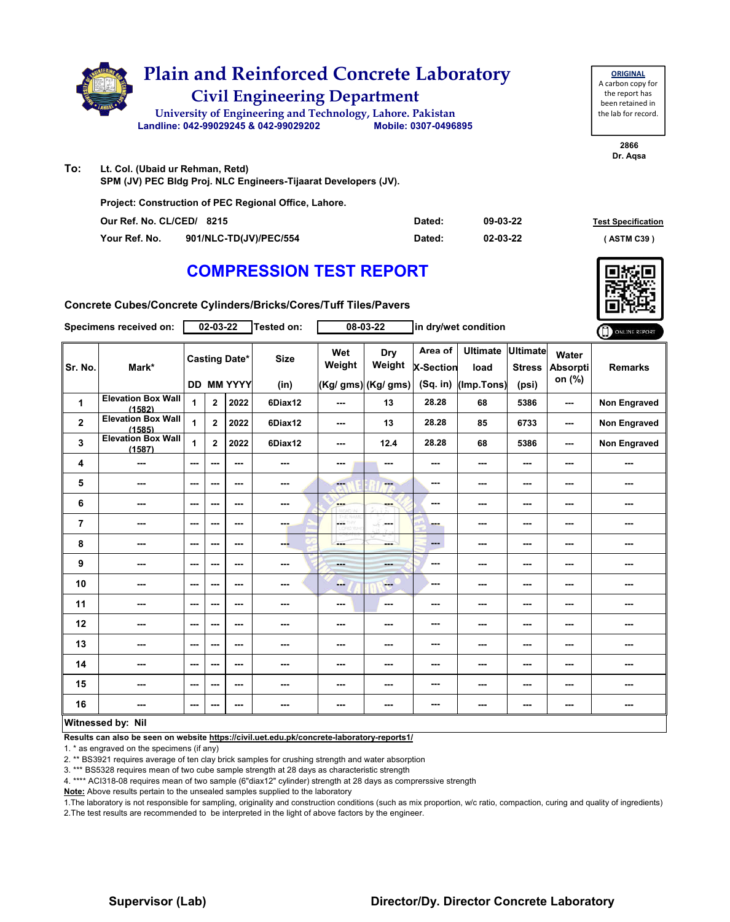# Plain and Reinforced Concrete Laboratory

## Civil Engineering Department

University of Engineering and Technology, Lahore. Pakistan

Landline: 042-99029245 & 042-99029202  Mobile: 0307-0496895

**ORIGINAL**
A carbon copy for the report has been retained in the lab for record.

2866
Dr. Aqsa

**To:** Lt. Col. (Ubaid ur Rehman, Retd)
SPM (JV) PEC Bldg Proj. NLC Engineers-Tijaarat Developers (JV).

Project: Construction of PEC Regional Office, Lahore.

| | | | |
|---|---|---|---|
| Our Ref. No. CL/CED/ 8215 | Dated: | 09-03-22 | **Test Specification** |
| Your Ref. No. 901/NLC-TD(JV)/PEC/554 | Dated: | 02-03-22 | ( ASTM C39 ) |

# COMPRESSION TEST REPORT

**Concrete Cubes/Concrete Cylinders/Bricks/Cores/Tuff Tiles/Pavers**

Specimens received on: 02-03-22  Tested on: 08-03-22  in dry/wet condition

| Sr. No. | Mark* | Casting Date* DD | MM | YYYY | Size (in) | Wet Weight (Kg/ gms) | Dry Weight (Kg/ gms) | Area of X-Section (Sq. in) | Ultimate load (Imp.Tons) | Ultimate Stress (psi) | Water Absorption (%) | Remarks |
|---|---|---|---|---|---|---|---|---|---|---|---|---|
| 1 | Elevation Box Wall (1582) | 1 | 2 | 2022 | 6Diax12 | --- | 13 | 28.28 | 68 | 5386 | --- | Non Engraved |
| 2 | Elevation Box Wall (1585) | 1 | 2 | 2022 | 6Diax12 | --- | 13 | 28.28 | 85 | 6733 | --- | Non Engraved |
| 3 | Elevation Box Wall (1587) | 1 | 2 | 2022 | 6Diax12 | --- | 12.4 | 28.28 | 68 | 5386 | --- | Non Engraved |
| 4 | --- | --- | --- | --- | --- | --- | --- | --- | --- | --- | --- | --- |
| 5 | --- | --- | --- | --- | --- | --- | --- | --- | --- | --- | --- | --- |
| 6 | --- | --- | --- | --- | --- | --- | --- | --- | --- | --- | --- | --- |
| 7 | --- | --- | --- | --- | --- | --- | --- | --- | --- | --- | --- | --- |
| 8 | --- | --- | --- | --- | --- | --- | --- | --- | --- | --- | --- | --- |
| 9 | --- | --- | --- | --- | --- | --- | --- | --- | --- | --- | --- | --- |
| 10 | --- | --- | --- | --- | --- | --- | --- | --- | --- | --- | --- | --- |
| 11 | --- | --- | --- | --- | --- | --- | --- | --- | --- | --- | --- | --- |
| 12 | --- | --- | --- | --- | --- | --- | --- | --- | --- | --- | --- | --- |
| 13 | --- | --- | --- | --- | --- | --- | --- | --- | --- | --- | --- | --- |
| 14 | --- | --- | --- | --- | --- | --- | --- | --- | --- | --- | --- | --- |
| 15 | --- | --- | --- | --- | --- | --- | --- | --- | --- | --- | --- | --- |
| 16 | --- | --- | --- | --- | --- | --- | --- | --- | --- | --- | --- | --- |

**Witnessed by: Nil**

**Results can also be seen on website https://civil.uet.edu.pk/concrete-laboratory-reports1/**

1. * as engraved on the specimens (if any)
2. ** BS3921 requires average of ten clay brick samples for crushing strength and water absorption
3. *** BS5328 requires mean of two cube sample strength at 28 days as characteristic strength
4. **** ACI318-08 requires mean of two sample (6"diax12" cylinder) strength at 28 days as comprerssive strength

**Note:** Above results pertain to the unsealed samples supplied to the laboratory

1. The laboratory is not responsible for sampling, originality and construction conditions (such as mix proportion, w/c ratio, compaction, curing and quality of ingredients)
2. The test results are recommended to be interpreted in the light of above factors by the engineer.

**Supervisor (Lab)**  **Director/Dy. Director Concrete Laboratory**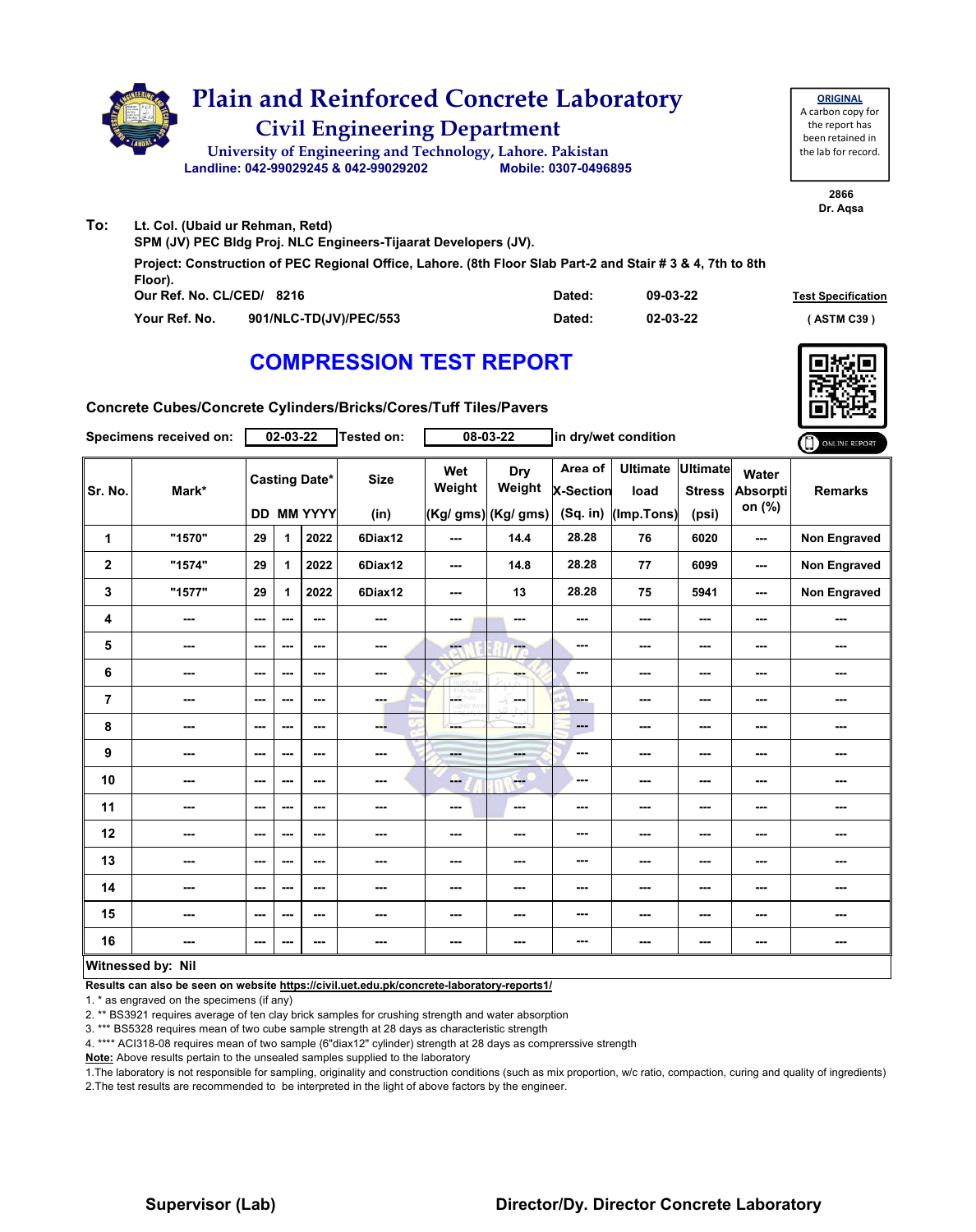# Plain and Reinforced Concrete Laboratory

## Civil Engineering Department

University of Engineering and Technology, Lahore. Pakistan

Landline: 042-99029245 & 042-99029202 Mobile: 0307-0496895

**ORIGINAL**
A carbon copy for the report has been retained in the lab for record.

2866
Dr. Aqsa

**To:** Lt. Col. (Ubaid ur Rehman, Retd)
SPM (JV) PEC Bldg Proj. NLC Engineers-Tijaarat Developers (JV).

Project: Construction of PEC Regional Office, Lahore. (8th Floor Slab Part-2 and Stair # 3 & 4, 7th to 8th Floor).

| | | | |
|---|---|---|---|
| Our Ref. No. CL/CED/ 8216 | Dated: | 09-03-22 | **Test Specification** |
| Your Ref. No. 901/NLC-TD(JV)/PEC/553 | Dated: | 02-03-22 | ( ASTM C39 ) |

## COMPRESSION TEST REPORT

**Concrete Cubes/Concrete Cylinders/Bricks/Cores/Tuff Tiles/Pavers**

Specimens received on: 02-03-22 Tested on: 08-03-22 in dry/wet condition

ONLINE REPORT

| Sr. No. | Mark* | Casting Date* | | | Size | Wet Weight | Dry Weight | Area of X-Section | Ultimate load | Ultimate Stress | Water Absorption (%) | Remarks |
|---|---|---|---|---|---|---|---|---|---|---|---|---|
| | | DD | MM | YYYY | (in) | (Kg/ gms) | (Kg/ gms) | (Sq. in) | (Imp.Tons) | (psi) | | |
| 1 | "1570" | 29 | 1 | 2022 | 6Diax12 | --- | 14.4 | 28.28 | 76 | 6020 | --- | Non Engraved |
| 2 | "1574" | 29 | 1 | 2022 | 6Diax12 | --- | 14.8 | 28.28 | 77 | 6099 | --- | Non Engraved |
| 3 | "1577" | 29 | 1 | 2022 | 6Diax12 | --- | 13 | 28.28 | 75 | 5941 | --- | Non Engraved |
| 4 | --- | --- | --- | --- | --- | --- | --- | --- | --- | --- | --- | --- |
| 5 | --- | --- | --- | --- | --- | --- | --- | --- | --- | --- | --- | --- |
| 6 | --- | --- | --- | --- | --- | --- | --- | --- | --- | --- | --- | --- |
| 7 | --- | --- | --- | --- | --- | --- | --- | --- | --- | --- | --- | --- |
| 8 | --- | --- | --- | --- | --- | --- | --- | --- | --- | --- | --- | --- |
| 9 | --- | --- | --- | --- | --- | --- | --- | --- | --- | --- | --- | --- |
| 10 | --- | --- | --- | --- | --- | --- | --- | --- | --- | --- | --- | --- |
| 11 | --- | --- | --- | --- | --- | --- | --- | --- | --- | --- | --- | --- |
| 12 | --- | --- | --- | --- | --- | --- | --- | --- | --- | --- | --- | --- |
| 13 | --- | --- | --- | --- | --- | --- | --- | --- | --- | --- | --- | --- |
| 14 | --- | --- | --- | --- | --- | --- | --- | --- | --- | --- | --- | --- |
| 15 | --- | --- | --- | --- | --- | --- | --- | --- | --- | --- | --- | --- |
| 16 | --- | --- | --- | --- | --- | --- | --- | --- | --- | --- | --- | --- |

**Witnessed by: Nil**

**Results can also be seen on website https://civil.uet.edu.pk/concrete-laboratory-reports1/**

1. * as engraved on the specimens (if any)
2. ** BS3921 requires average of ten clay brick samples for crushing strength and water absorption
3. *** BS5328 requires mean of two cube sample strength at 28 days as characteristic strength
4. **** ACI318-08 requires mean of two sample (6"diax12" cylinder) strength at 28 days as comprerssive strength

**Note:** Above results pertain to the unsealed samples supplied to the laboratory

1.The laboratory is not responsible for sampling, originality and construction conditions (such as mix proportion, w/c ratio, compaction, curing and quality of ingredients)
2.The test results are recommended to be interpreted in the light of above factors by the engineer.

**Supervisor (Lab)** **Director/Dy. Director Concrete Laboratory**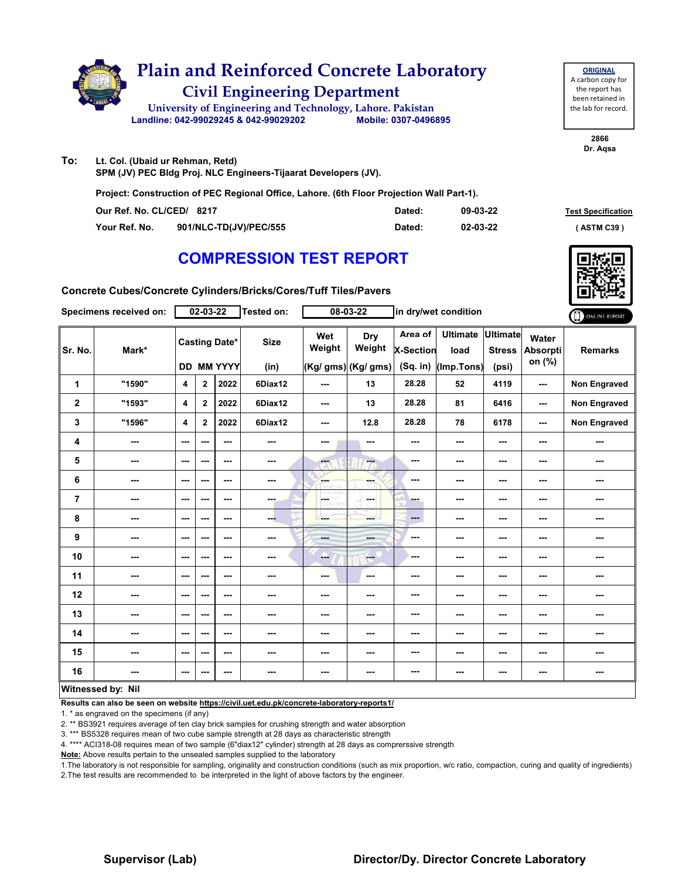# Plain and Reinforced Concrete Laboratory

## Civil Engineering Department

University of Engineering and Technology, Lahore. Pakistan

Landline: 042-99029245 & 042-99029202 Mobile: 0307-0496895

**ORIGINAL**
A carbon copy for the report has been retained in the lab for record.

2866
Dr. Aqsa

**To:** Lt. Col. (Ubaid ur Rehman, Retd)
SPM (JV) PEC Bldg Proj. NLC Engineers-Tijaarat Developers (JV).

Project: Construction of PEC Regional Office, Lahore. (6th Floor Projection Wall Part-1).

| | | | |
|---|---|---|---|
| Our Ref. No. CL/CED/ 8217 | Dated: | 09-03-22 | Test Specification |
| Your Ref. No. 901/NLC-TD(JV)/PEC/555 | Dated: | 02-03-22 | ( ASTM C39 ) |

## COMPRESSION TEST REPORT

Concrete Cubes/Concrete Cylinders/Bricks/Cores/Tuff Tiles/Pavers

Specimens received on: 02-03-22 Tested on: 08-03-22 in dry/wet condition

ONLINE REPORT

| Sr. No. | Mark* | Casting Date* DD | MM | YYYY | Size (in) | Wet Weight (Kg/ gms) | Dry Weight (Kg/ gms) | Area of X-Section (Sq. in) | Ultimate load (Imp.Tons) | Ultimate Stress (psi) | Water Absorption (%) | Remarks |
|---|---|---|---|---|---|---|---|---|---|---|---|---|
| 1 | "1590" | 4 | 2 | 2022 | 6Diax12 | --- | 13 | 28.28 | 52 | 4119 | --- | Non Engraved |
| 2 | "1593" | 4 | 2 | 2022 | 6Diax12 | --- | 13 | 28.28 | 81 | 6416 | --- | Non Engraved |
| 3 | "1596" | 4 | 2 | 2022 | 6Diax12 | --- | 12.8 | 28.28 | 78 | 6178 | --- | Non Engraved |
| 4 | --- | --- | --- | --- | --- | --- | --- | --- | --- | --- | --- | --- |
| 5 | --- | --- | --- | --- | --- | --- | --- | --- | --- | --- | --- | --- |
| 6 | --- | --- | --- | --- | --- | --- | --- | --- | --- | --- | --- | --- |
| 7 | --- | --- | --- | --- | --- | --- | --- | --- | --- | --- | --- | --- |
| 8 | --- | --- | --- | --- | --- | --- | --- | --- | --- | --- | --- | --- |
| 9 | --- | --- | --- | --- | --- | --- | --- | --- | --- | --- | --- | --- |
| 10 | --- | --- | --- | --- | --- | --- | --- | --- | --- | --- | --- | --- |
| 11 | --- | --- | --- | --- | --- | --- | --- | --- | --- | --- | --- | --- |
| 12 | --- | --- | --- | --- | --- | --- | --- | --- | --- | --- | --- | --- |
| 13 | --- | --- | --- | --- | --- | --- | --- | --- | --- | --- | --- | --- |
| 14 | --- | --- | --- | --- | --- | --- | --- | --- | --- | --- | --- | --- |
| 15 | --- | --- | --- | --- | --- | --- | --- | --- | --- | --- | --- | --- |
| 16 | --- | --- | --- | --- | --- | --- | --- | --- | --- | --- | --- | --- |

**Witnessed by: Nil**

**Results can also be seen on website https://civil.uet.edu.pk/concrete-laboratory-reports1/**

1. * as engraved on the specimens (if any)
2. ** BS3921 requires average of ten clay brick samples for crushing strength and water absorption
3. *** BS5328 requires mean of two cube sample strength at 28 days as characteristic strength
4. **** ACI318-08 requires mean of two sample (6"diax12" cylinder) strength at 28 days as comprerssive strength

**Note:** Above results pertain to the unsealed samples supplied to the laboratory

1. The laboratory is not responsible for sampling, originality and construction conditions (such as mix proportion, w/c ratio, compaction, curing and quality of ingredients)
2. The test results are recommended to be interpreted in the light of above factors by the engineer.

**Supervisor (Lab)** **Director/Dy. Director Concrete Laboratory**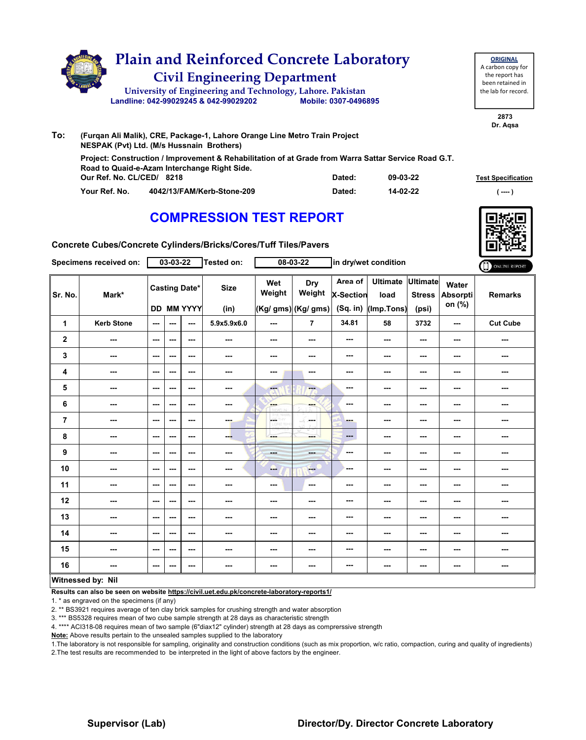# Plain and Reinforced Concrete Laboratory

## Civil Engineering Department

University of Engineering and Technology, Lahore. Pakistan

Landline: 042-99029245 & 042-99029202 Mobile: 0307-0496895

**ORIGINAL**
A carbon copy for the report has been retained in the lab for record.

2873
Dr. Aqsa

**To:** (Furqan Ali Malik), CRE, Package-1, Lahore Orange Line Metro Train Project
NESPAK (Pvt) Ltd. (M/s Hussnain Brothers)

Project: Construction / Improvement & Rehabilitation of at Grade from Warra Sattar Service Road G.T. Road to Quaid-e-Azam Interchange Right Side.

| | | | |
|---|---|---|---|
| Our Ref. No. CL/CED/ 8218 | Dated: | 09-03-22 | Test Specification |
| Your Ref. No. 4042/13/FAM/Kerb-Stone-209 | Dated: | 14-02-22 | ( ---- ) |

# COMPRESSION TEST REPORT

**Concrete Cubes/Concrete Cylinders/Bricks/Cores/Tuff Tiles/Pavers**

Specimens received on: 03-03-22 Tested on: 08-03-22 in dry/wet condition

| Sr. No. | Mark* | Casting Date* | | | Size | Wet Weight | Dry Weight | Area of X-Section | Ultimate load | Ultimate Stress | Water Absorption (%) | Remarks |
|---|---|---|---|---|---|---|---|---|---|---|---|---|
| | | DD | MM | YYYY | (in) | (Kg/ gms) | (Kg/ gms) | (Sq. in) | (Imp.Tons) | (psi) | | |
| 1 | Kerb Stone | --- | --- | --- | 5.9x5.9x6.0 | --- | 7 | 34.81 | 58 | 3732 | --- | Cut Cube |
| 2 | --- | --- | --- | --- | --- | --- | --- | --- | --- | --- | --- | --- |
| 3 | --- | --- | --- | --- | --- | --- | --- | --- | --- | --- | --- | --- |
| 4 | --- | --- | --- | --- | --- | --- | --- | --- | --- | --- | --- | --- |
| 5 | --- | --- | --- | --- | --- | --- | --- | --- | --- | --- | --- | --- |
| 6 | --- | --- | --- | --- | --- | --- | --- | --- | --- | --- | --- | --- |
| 7 | --- | --- | --- | --- | --- | --- | --- | --- | --- | --- | --- | --- |
| 8 | --- | --- | --- | --- | --- | --- | --- | --- | --- | --- | --- | --- |
| 9 | --- | --- | --- | --- | --- | --- | --- | --- | --- | --- | --- | --- |
| 10 | --- | --- | --- | --- | --- | --- | --- | --- | --- | --- | --- | --- |
| 11 | --- | --- | --- | --- | --- | --- | --- | --- | --- | --- | --- | --- |
| 12 | --- | --- | --- | --- | --- | --- | --- | --- | --- | --- | --- | --- |
| 13 | --- | --- | --- | --- | --- | --- | --- | --- | --- | --- | --- | --- |
| 14 | --- | --- | --- | --- | --- | --- | --- | --- | --- | --- | --- | --- |
| 15 | --- | --- | --- | --- | --- | --- | --- | --- | --- | --- | --- | --- |
| 16 | --- | --- | --- | --- | --- | --- | --- | --- | --- | --- | --- | --- |

**Witnessed by: Nil**

**Results can also be seen on website https://civil.uet.edu.pk/concrete-laboratory-reports1/**

1. * as engraved on the specimens (if any)
2. ** BS3921 requires average of ten clay brick samples for crushing strength and water absorption
3. *** BS5328 requires mean of two cube sample strength at 28 days as characteristic strength
4. **** ACI318-08 requires mean of two sample (6"diax12" cylinder) strength at 28 days as comprerssive strength

**Note:** Above results pertain to the unsealed samples supplied to the laboratory

1.The laboratory is not responsible for sampling, originality and construction conditions (such as mix proportion, w/c ratio, compaction, curing and quality of ingredients)
2.The test results are recommended to be interpreted in the light of above factors by the engineer.

**Supervisor (Lab)** **Director/Dy. Director Concrete Laboratory**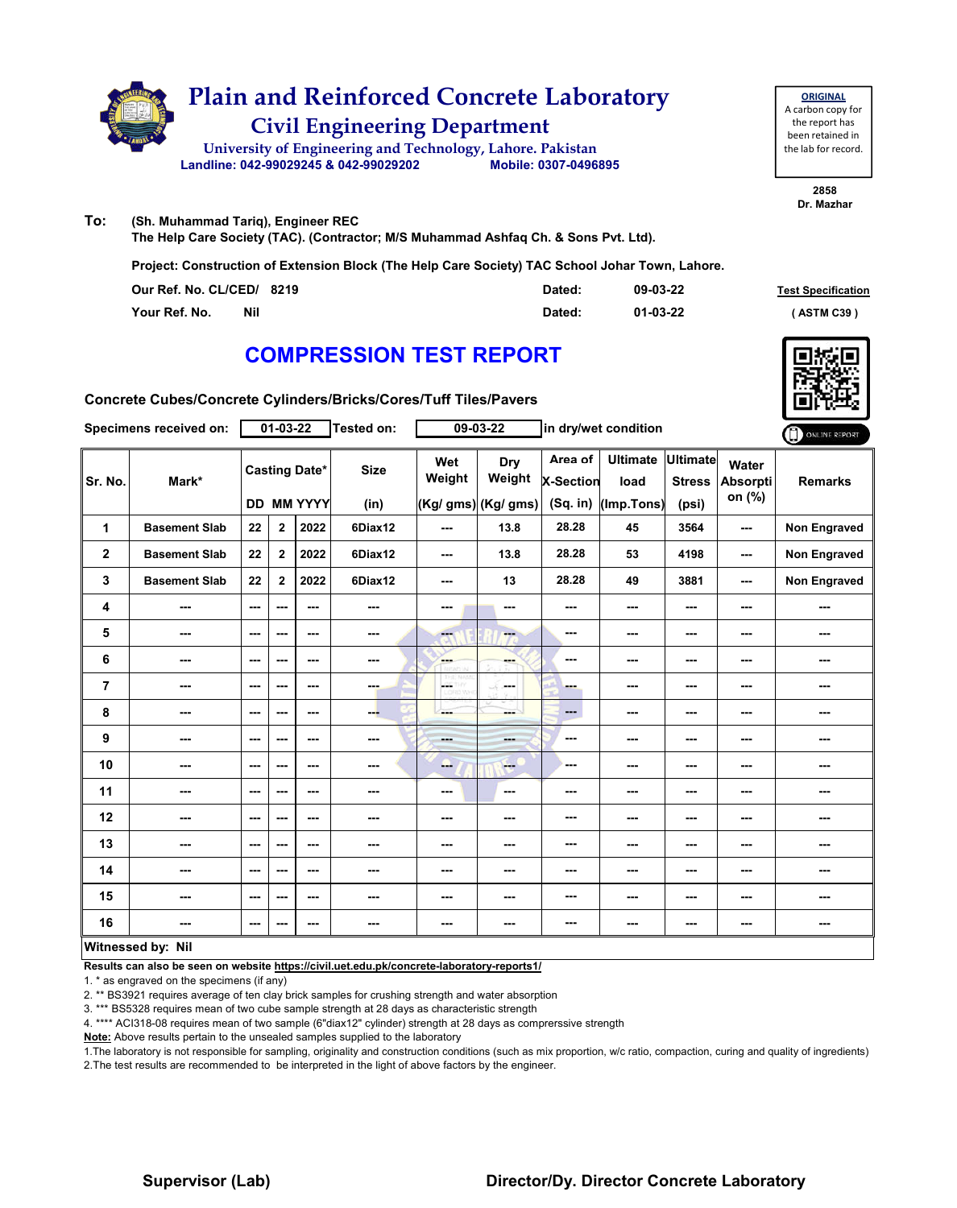# Plain and Reinforced Concrete Laboratory

## Civil Engineering Department

University of Engineering and Technology, Lahore. Pakistan

Landline: 042-99029245 & 042-99029202 Mobile: 0307-0496869

**ORIGINAL**
A carbon copy for the report has been retained in the lab for record.

2858
Dr. Mazhar

**To:** (Sh. Muhammad Tariq), Engineer REC
The Help Care Society (TAC). (Contractor; M/S Muhammad Ashfaq Ch. & Sons Pvt. Ltd).

**Project: Construction of Extension Block (The Help Care Society) TAC School Johar Town, Lahore.**

| | | | |
|---|---|---|---|
| Our Ref. No. CL/CED/ 8219 | Dated: | 09-03-22 | Test Specification |
| Your Ref. No. Nil | Dated: | 01-03-22 | ( ASTM C39 ) |

# COMPRESSION TEST REPORT

**Concrete Cubes/Concrete Cylinders/Bricks/Cores/Tuff Tiles/Pavers**

Specimens received on: 01-03-22 Tested on: 09-03-22 in dry/wet condition

| Sr. No. | Mark* | Casting Date* | | | Size | Wet Weight | Dry Weight | Area of X-Section | Ultimate load | Ultimate Stress | Water Absorption (%) | Remarks |
|---|---|---|---|---|---|---|---|---|---|---|---|---|
| | | DD | MM | YYYY | (in) | (Kg/ gms) | (Kg/ gms) | (Sq. in) | (Imp.Tons) | (psi) | | |
| 1 | Basement Slab | 22 | 2 | 2022 | 6Diax12 | --- | 13.8 | 28.28 | 45 | 3564 | --- | Non Engraved |
| 2 | Basement Slab | 22 | 2 | 2022 | 6Diax12 | --- | 13.8 | 28.28 | 53 | 4198 | --- | Non Engraved |
| 3 | Basement Slab | 22 | 2 | 2022 | 6Diax12 | --- | 13 | 28.28 | 49 | 3881 | --- | Non Engraved |
| 4 | --- | --- | --- | --- | --- | --- | --- | --- | --- | --- | --- | --- |
| 5 | --- | --- | --- | --- | --- | --- | --- | --- | --- | --- | --- | --- |
| 6 | --- | --- | --- | --- | --- | --- | --- | --- | --- | --- | --- | --- |
| 7 | --- | --- | --- | --- | --- | --- | --- | --- | --- | --- | --- | --- |
| 8 | --- | --- | --- | --- | --- | --- | --- | --- | --- | --- | --- | --- |
| 9 | --- | --- | --- | --- | --- | --- | --- | --- | --- | --- | --- | --- |
| 10 | --- | --- | --- | --- | --- | --- | --- | --- | --- | --- | --- | --- |
| 11 | --- | --- | --- | --- | --- | --- | --- | --- | --- | --- | --- | --- |
| 12 | --- | --- | --- | --- | --- | --- | --- | --- | --- | --- | --- | --- |
| 13 | --- | --- | --- | --- | --- | --- | --- | --- | --- | --- | --- | --- |
| 14 | --- | --- | --- | --- | --- | --- | --- | --- | --- | --- | --- | --- |
| 15 | --- | --- | --- | --- | --- | --- | --- | --- | --- | --- | --- | --- |
| 16 | --- | --- | --- | --- | --- | --- | --- | --- | --- | --- | --- | --- |

**Witnessed by: Nil**

**Results can also be seen on website https://civil.uet.edu.pk/concrete-laboratory-reports1/**

1. * as engraved on the specimens (if any)
2. ** BS3921 requires average of ten clay brick samples for crushing strength and water absorption
3. *** BS5328 requires mean of two cube sample strength at 28 days as characteristic strength
4. **** ACI318-08 requires mean of two sample (6"diax12" cylinder) strength at 28 days as comprerssive strength

**Note:** Above results pertain to the unsealed samples supplied to the laboratory

1. The laboratory is not responsible for sampling, originality and construction conditions (such as mix proportion, w/c ratio, compaction, curing and quality of ingredients)
2. The test results are recommended to be interpreted in the light of above factors by the engineer.

**Supervisor (Lab)** **Director/Dy. Director Concrete Laboratory**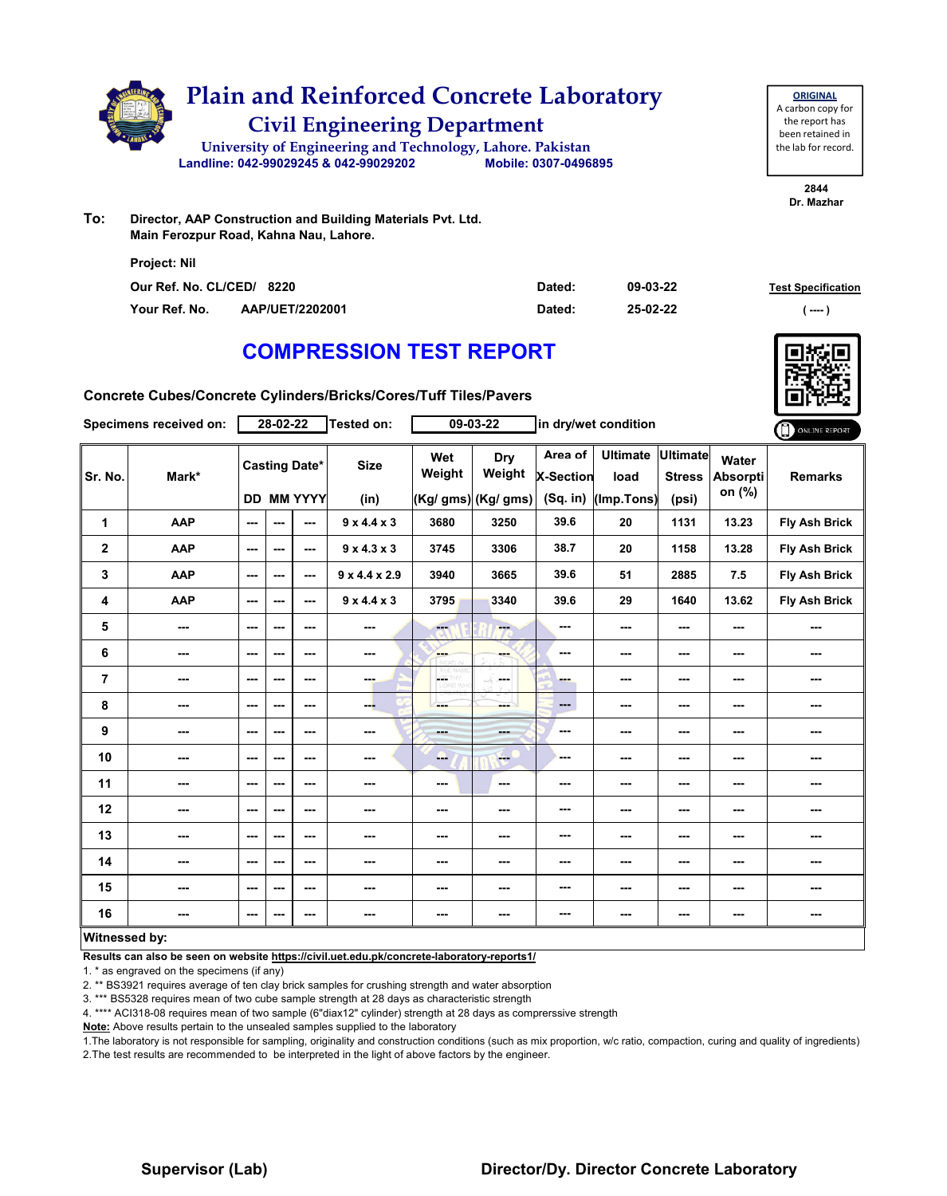# Plain and Reinforced Concrete Laboratory

## Civil Engineering Department

University of Engineering and Technology, Lahore. Pakistan

Landline: 042-99029245 & 042-99029202 Mobile: 0307-0496895

**ORIGINAL**
A carbon copy for the report has been retained in the lab for record.

2844
Dr. Mazhar

**To:** Director, AAP Construction and Building Materials Pvt. Ltd.
Main Ferozpur Road, Kahna Nau, Lahore.

Project: Nil

Our Ref. No. CL/CED/ 8220 Dated: 09-03-22

Your Ref. No. AAP/UET/2202001 Dated: 25-02-22

Test Specification ( ---- )

# COMPRESSION TEST REPORT

**Concrete Cubes/Concrete Cylinders/Bricks/Cores/Tuff Tiles/Pavers**

Specimens received on: 28-02-22 Tested on: 09-03-22 in dry/wet condition

| Sr. No. | Mark* | Casting Date* | | | Size | Wet Weight | Dry Weight | Area of X-Section | Ultimate load | Ultimate Stress | Water Absorption (%) | Remarks |
|---|---|---|---|---|---|---|---|---|---|---|---|---|
| | | DD | MM | YYYY | (in) | (Kg/ gms) | (Kg/ gms) | (Sq. in) | (Imp.Tons) | (psi) | | |
| 1 | AAP | --- | --- | --- | 9 x 4.4 x 3 | 3680 | 3250 | 39.6 | 20 | 1131 | 13.23 | Fly Ash Brick |
| 2 | AAP | --- | --- | --- | 9 x 4.3 x 3 | 3745 | 3306 | 38.7 | 20 | 1158 | 13.28 | Fly Ash Brick |
| 3 | AAP | --- | --- | --- | 9 x 4.4 x 2.9 | 3940 | 3665 | 39.6 | 51 | 2885 | 7.5 | Fly Ash Brick |
| 4 | AAP | --- | --- | --- | 9 x 4.4 x 3 | 3795 | 3340 | 39.6 | 29 | 1640 | 13.62 | Fly Ash Brick |
| 5 | --- | --- | --- | --- | --- | --- | --- | --- | --- | --- | --- | --- |
| 6 | --- | --- | --- | --- | --- | --- | --- | --- | --- | --- | --- | --- |
| 7 | --- | --- | --- | --- | --- | --- | --- | --- | --- | --- | --- | --- |
| 8 | --- | --- | --- | --- | --- | --- | --- | --- | --- | --- | --- | --- |
| 9 | --- | --- | --- | --- | --- | --- | --- | --- | --- | --- | --- | --- |
| 10 | --- | --- | --- | --- | --- | --- | --- | --- | --- | --- | --- | --- |
| 11 | --- | --- | --- | --- | --- | --- | --- | --- | --- | --- | --- | --- |
| 12 | --- | --- | --- | --- | --- | --- | --- | --- | --- | --- | --- | --- |
| 13 | --- | --- | --- | --- | --- | --- | --- | --- | --- | --- | --- | --- |
| 14 | --- | --- | --- | --- | --- | --- | --- | --- | --- | --- | --- | --- |
| 15 | --- | --- | --- | --- | --- | --- | --- | --- | --- | --- | --- | --- |
| 16 | --- | --- | --- | --- | --- | --- | --- | --- | --- | --- | --- | --- |

**Witnessed by:**

**Results can also be seen on website https://civil.uet.edu.pk/concrete-laboratory-reports1/**

1. * as engraved on the specimens (if any)
2. ** BS3921 requires average of ten clay brick samples for crushing strength and water absorption
3. *** BS5328 requires mean of two cube sample strength at 28 days as characteristic strength
4. **** ACI318-08 requires mean of two sample (6"diax12" cylinder) strength at 28 days as comprerssive strength

**Note:** Above results pertain to the unsealed samples supplied to the laboratory

1.The laboratory is not responsible for sampling, originality and construction conditions (such as mix proportion, w/c ratio, compaction, curing and quality of ingredients)
2.The test results are recommended to be interpreted in the light of above factors by the engineer.

**Supervisor (Lab)** **Director/Dy. Director Concrete Laboratory**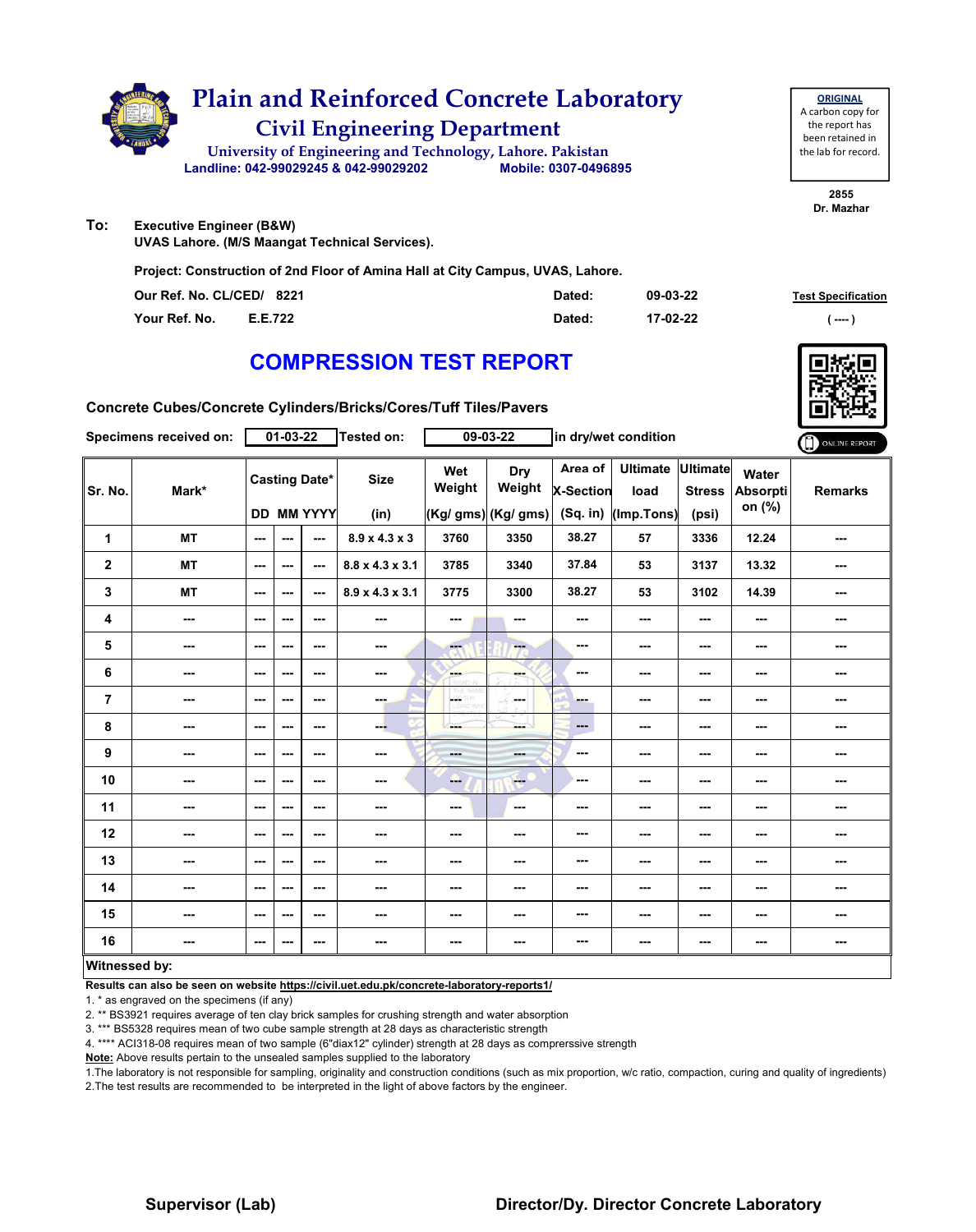# Plain and Reinforced Concrete Laboratory

## Civil Engineering Department

University of Engineering and Technology, Lahore. Pakistan

Landline: 042-99029245 & 042-99029202 Mobile: 0307-0496895

**ORIGINAL**
A carbon copy for the report has been retained in the lab for record.

2855
Dr. Mazhar

**To:** Executive Engineer (B&W)
UVAS Lahore. (M/S Maangat Technical Services).

**Project: Construction of 2nd Floor of Amina Hall at City Campus, UVAS, Lahore.**

| | | | |
|---|---|---|---|
| Our Ref. No. CL/CED/ 8221 | | Dated: | 09-03-22 |
| Your Ref. No. | E.E.722 | Dated: | 17-02-22 |

**Test Specification**
( ---- )

# COMPRESSION TEST REPORT

**Concrete Cubes/Concrete Cylinders/Bricks/Cores/Tuff Tiles/Pavers**

**Specimens received on:** 01-03-22 **Tested on:** 09-03-22 **in dry/wet condition**

ONLINE REPORT

| Sr. No. | Mark* | Casting Date* | | | Size | Wet Weight | Dry Weight | Area of X-Section | Ultimate load | Ultimate Stress | Water Absorption (%) | Remarks |
|---|---|---|---|---|---|---|---|---|---|---|---|---|
| | | DD | MM | YYYY | (in) | (Kg/ gms) | (Kg/ gms) | (Sq. in) | (Imp.Tons) | (psi) | | |
| 1 | MT | --- | --- | --- | 8.9 x 4.3 x 3 | 3760 | 3350 | 38.27 | 57 | 3336 | 12.24 | --- |
| 2 | MT | --- | --- | --- | 8.8 x 4.3 x 3.1 | 3785 | 3340 | 37.84 | 53 | 3137 | 13.32 | --- |
| 3 | MT | --- | --- | --- | 8.9 x 4.3 x 3.1 | 3775 | 3300 | 38.27 | 53 | 3102 | 14.39 | --- |
| 4 | --- | --- | --- | --- | --- | --- | --- | --- | --- | --- | --- | --- |
| 5 | --- | --- | --- | --- | --- | --- | --- | --- | --- | --- | --- | --- |
| 6 | --- | --- | --- | --- | --- | --- | --- | --- | --- | --- | --- | --- |
| 7 | --- | --- | --- | --- | --- | --- | --- | --- | --- | --- | --- | --- |
| 8 | --- | --- | --- | --- | --- | --- | --- | --- | --- | --- | --- | --- |
| 9 | --- | --- | --- | --- | --- | --- | --- | --- | --- | --- | --- | --- |
| 10 | --- | --- | --- | --- | --- | --- | --- | --- | --- | --- | --- | --- |
| 11 | --- | --- | --- | --- | --- | --- | --- | --- | --- | --- | --- | --- |
| 12 | --- | --- | --- | --- | --- | --- | --- | --- | --- | --- | --- | --- |
| 13 | --- | --- | --- | --- | --- | --- | --- | --- | --- | --- | --- | --- |
| 14 | --- | --- | --- | --- | --- | --- | --- | --- | --- | --- | --- | --- |
| 15 | --- | --- | --- | --- | --- | --- | --- | --- | --- | --- | --- | --- |
| 16 | --- | --- | --- | --- | --- | --- | --- | --- | --- | --- | --- | --- |

**Witnessed by:**

**Results can also be seen on website https://civil.uet.edu.pk/concrete-laboratory-reports1/**

1. * as engraved on the specimens (if any)
2. ** BS3921 requires average of ten clay brick samples for crushing strength and water absorption
3. *** BS5328 requires mean of two cube sample strength at 28 days as characteristic strength
4. **** ACI318-08 requires mean of two sample (6"diax12" cylinder) strength at 28 days as comprerssive strength

**Note:** Above results pertain to the unsealed samples supplied to the laboratory

1.The laboratory is not responsible for sampling, originality and construction conditions (such as mix proportion, w/c ratio, compaction, curing and quality of ingredients)
2.The test results are recommended to be interpreted in the light of above factors by the engineer.

**Supervisor (Lab)** **Director/Dy. Director Concrete Laboratory**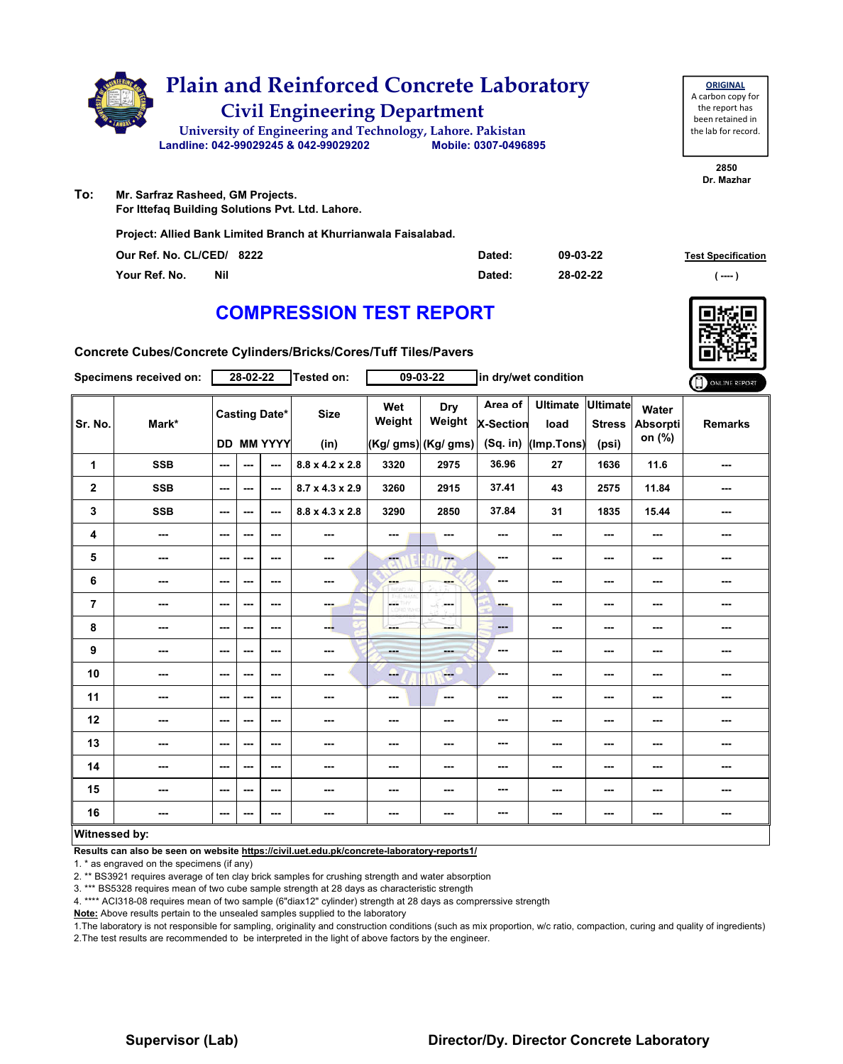# Plain and Reinforced Concrete Laboratory

## Civil Engineering Department

University of Engineering and Technology, Lahore. Pakistan

Landline: 042-99029245 & 042-99029202 Mobile: 0307-0496895

**ORIGINAL**
A carbon copy for the report has been retained in the lab for record.

2850
Dr. Mazhar

**To:** Mr. Sarfraz Rasheed, GM Projects.
For Ittefaq Building Solutions Pvt. Ltd. Lahore.

Project: Allied Bank Limited Branch at Khurrianwala Faisalabad.

Our Ref. No. CL/CED/ 8222 Dated: 09-03-22

Your Ref. No. Nil Dated: 28-02-22

Test Specification ( ---- )

# COMPRESSION TEST REPORT

**Concrete Cubes/Concrete Cylinders/Bricks/Cores/Tuff Tiles/Pavers**

Specimens received on: 28-02-22 Tested on: 09-03-22 in dry/wet condition

| Sr. No. | Mark* | Casting Date* DD | MM | YYYY | Size (in) | Wet Weight (Kg/ gms) | Dry Weight (Kg/ gms) | Area of X-Section (Sq. in) | Ultimate load (Imp.Tons) | Ultimate Stress (psi) | Water Absorption (%) | Remarks |
|---|---|---|---|---|---|---|---|---|---|---|---|---|
| 1 | SSB | --- | --- | --- | 8.8 x 4.2 x 2.8 | 3320 | 2975 | 36.96 | 27 | 1636 | 11.6 | --- |
| 2 | SSB | --- | --- | --- | 8.7 x 4.3 x 2.9 | 3260 | 2915 | 37.41 | 43 | 2575 | 11.84 | --- |
| 3 | SSB | --- | --- | --- | 8.8 x 4.3 x 2.8 | 3290 | 2850 | 37.84 | 31 | 1835 | 15.44 | --- |
| 4 | --- | --- | --- | --- | --- | --- | --- | --- | --- | --- | --- | --- |
| 5 | --- | --- | --- | --- | --- | --- | --- | --- | --- | --- | --- | --- |
| 6 | --- | --- | --- | --- | --- | --- | --- | --- | --- | --- | --- | --- |
| 7 | --- | --- | --- | --- | --- | --- | --- | --- | --- | --- | --- | --- |
| 8 | --- | --- | --- | --- | --- | --- | --- | --- | --- | --- | --- | --- |
| 9 | --- | --- | --- | --- | --- | --- | --- | --- | --- | --- | --- | --- |
| 10 | --- | --- | --- | --- | --- | --- | --- | --- | --- | --- | --- | --- |
| 11 | --- | --- | --- | --- | --- | --- | --- | --- | --- | --- | --- | --- |
| 12 | --- | --- | --- | --- | --- | --- | --- | --- | --- | --- | --- | --- |
| 13 | --- | --- | --- | --- | --- | --- | --- | --- | --- | --- | --- | --- |
| 14 | --- | --- | --- | --- | --- | --- | --- | --- | --- | --- | --- | --- |
| 15 | --- | --- | --- | --- | --- | --- | --- | --- | --- | --- | --- | --- |
| 16 | --- | --- | --- | --- | --- | --- | --- | --- | --- | --- | --- | --- |

**Witnessed by:**

**Results can also be seen on website https://civil.uet.edu.pk/concrete-laboratory-reports1/**

1. * as engraved on the specimens (if any)
2. ** BS3921 requires average of ten clay brick samples for crushing strength and water absorption
3. *** BS5328 requires mean of two cube sample strength at 28 days as characteristic strength
4. **** ACI318-08 requires mean of two sample (6"diax12" cylinder) strength at 28 days as comprerssive strength

**Note:** Above results pertain to the unsealed samples supplied to the laboratory

1.The laboratory is not responsible for sampling, originality and construction conditions (such as mix proportion, w/c ratio, compaction, curing and quality of ingredients)
2.The test results are recommended to be interpreted in the light of above factors by the engineer.

**Supervisor (Lab)** **Director/Dy. Director Concrete Laboratory**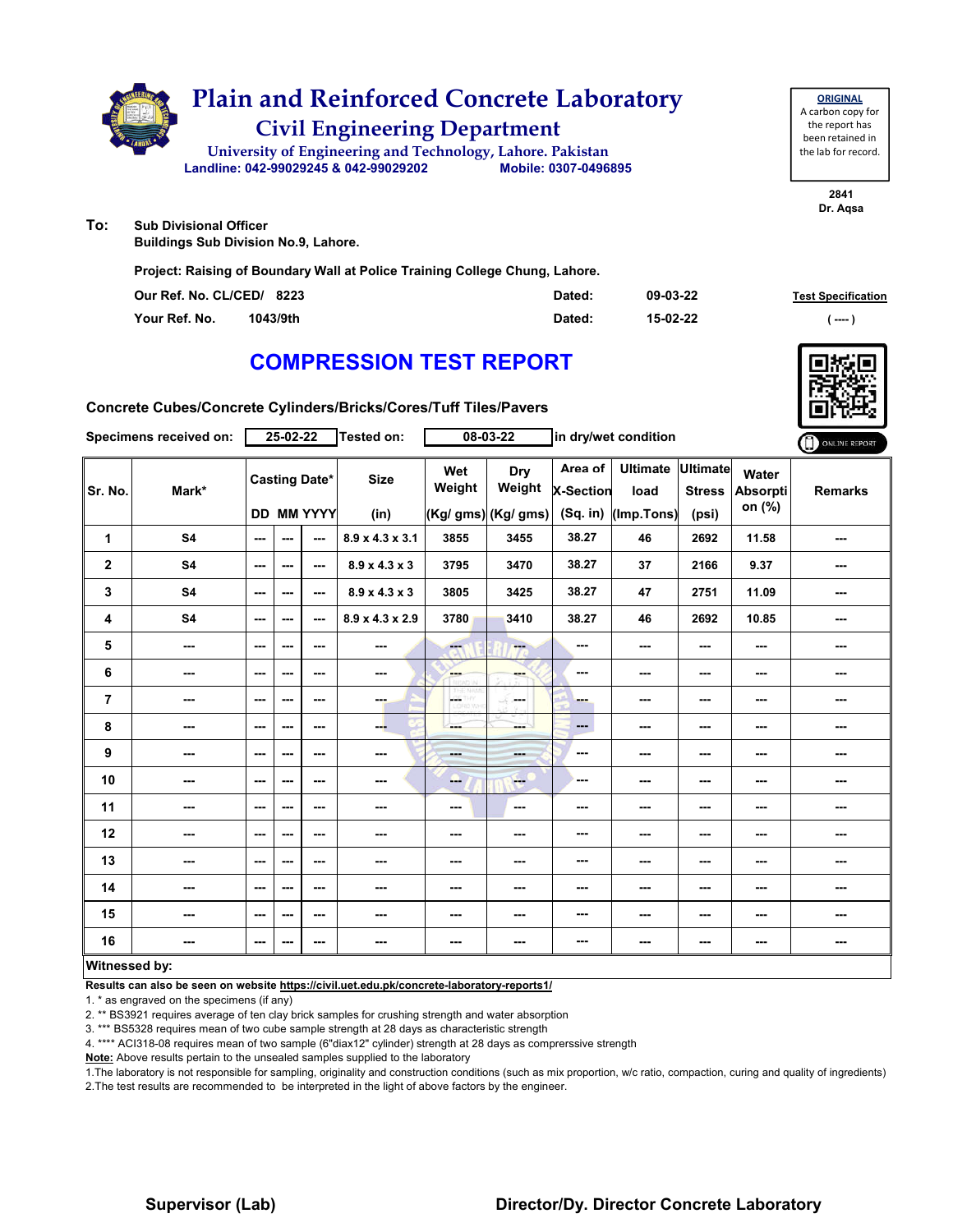# Plain and Reinforced Concrete Laboratory

## Civil Engineering Department

University of Engineering and Technology, Lahore. Pakistan

Landline: 042-99029245 & 042-99029202 Mobile: 0307-0496895

**ORIGINAL**
A carbon copy for the report has been retained in the lab for record.

2841
Dr. Aqsa

**To:** Sub Divisional Officer
Buildings Sub Division No.9, Lahore.

Project: Raising of Boundary Wall at Police Training College Chung, Lahore.

Our Ref. No. CL/CED/ 8223 Dated: 09-03-22

Your Ref. No. 1043/9th Dated: 15-02-22

Test Specification
( ---- )

# COMPRESSION TEST REPORT

Concrete Cubes/Concrete Cylinders/Bricks/Cores/Tuff Tiles/Pavers

Specimens received on: 25-02-22 Tested on: 08-03-22 in dry/wet condition

| Sr. No. | Mark* | Casting Date* | | | Size | Wet Weight | Dry Weight | Area of X-Section | Ultimate load | Ultimate Stress | Water Absorption (%) | Remarks |
|---|---|---|---|---|---|---|---|---|---|---|---|---|
| | | DD | MM | YYYY | (in) | (Kg/ gms) | (Kg/ gms) | (Sq. in) | (Imp.Tons) | (psi) | | |
| 1 | S4 | --- | --- | --- | 8.9 x 4.3 x 3.1 | 3855 | 3455 | 38.27 | 46 | 2692 | 11.58 | --- |
| 2 | S4 | --- | --- | --- | 8.9 x 4.3 x 3 | 3795 | 3470 | 38.27 | 37 | 2166 | 9.37 | --- |
| 3 | S4 | --- | --- | --- | 8.9 x 4.3 x 3 | 3805 | 3425 | 38.27 | 47 | 2751 | 11.09 | --- |
| 4 | S4 | --- | --- | --- | 8.9 x 4.3 x 2.9 | 3780 | 3410 | 38.27 | 46 | 2692 | 10.85 | --- |
| 5 | --- | --- | --- | --- | --- | --- | --- | --- | --- | --- | --- | --- |
| 6 | --- | --- | --- | --- | --- | --- | --- | --- | --- | --- | --- | --- |
| 7 | --- | --- | --- | --- | --- | --- | --- | --- | --- | --- | --- | --- |
| 8 | --- | --- | --- | --- | --- | --- | --- | --- | --- | --- | --- | --- |
| 9 | --- | --- | --- | --- | --- | --- | --- | --- | --- | --- | --- | --- |
| 10 | --- | --- | --- | --- | --- | --- | --- | --- | --- | --- | --- | --- |
| 11 | --- | --- | --- | --- | --- | --- | --- | --- | --- | --- | --- | --- |
| 12 | --- | --- | --- | --- | --- | --- | --- | --- | --- | --- | --- | --- |
| 13 | --- | --- | --- | --- | --- | --- | --- | --- | --- | --- | --- | --- |
| 14 | --- | --- | --- | --- | --- | --- | --- | --- | --- | --- | --- | --- |
| 15 | --- | --- | --- | --- | --- | --- | --- | --- | --- | --- | --- | --- |
| 16 | --- | --- | --- | --- | --- | --- | --- | --- | --- | --- | --- | --- |

**Witnessed by:**

**Results can also be seen on website https://civil.uet.edu.pk/concrete-laboratory-reports1/**

1. * as engraved on the specimens (if any)
2. ** BS3921 requires average of ten clay brick samples for crushing strength and water absorption
3. *** BS5328 requires mean of two cube sample strength at 28 days as characteristic strength
4. **** ACI318-08 requires mean of two sample (6"diax12" cylinder) strength at 28 days as comprerssive strength

**Note:** Above results pertain to the unsealed samples supplied to the laboratory

1.The laboratory is not responsible for sampling, originality and construction conditions (such as mix proportion, w/c ratio, compaction, curing and quality of ingredients)
2.The test results are recommended to be interpreted in the light of above factors by the engineer.

**Supervisor (Lab)** **Director/Dy. Director Concrete Laboratory**